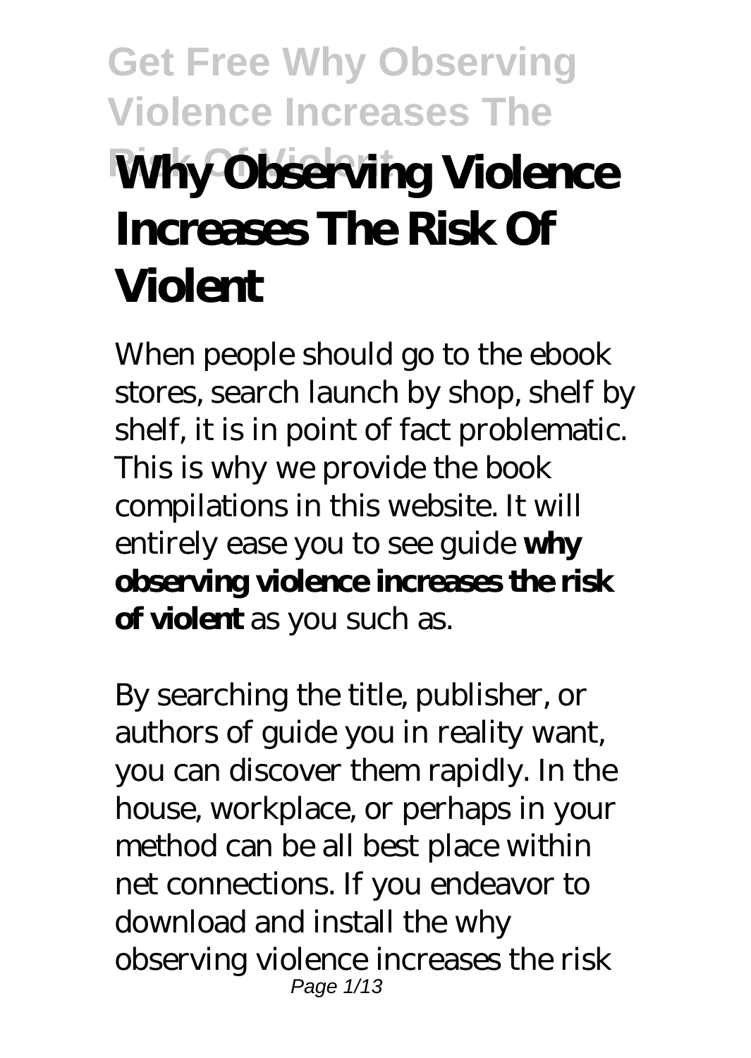# Why Observing Violence Increases The Risk Of Violent

When people should go to the ebook stores, search launch by shop, shelf by shelf, it is in point of fact problematic. This is why we provide the book compilations in this website. It will entirely ease you to see guide **why observing violence increases the risk of violent** as you such as.

By searching the title, publisher, or authors of guide you in reality want, you can discover them rapidly. In the house, workplace, or perhaps in your method can be all best place within net connections. If you endeavor to download and install the why observing violence increases the risk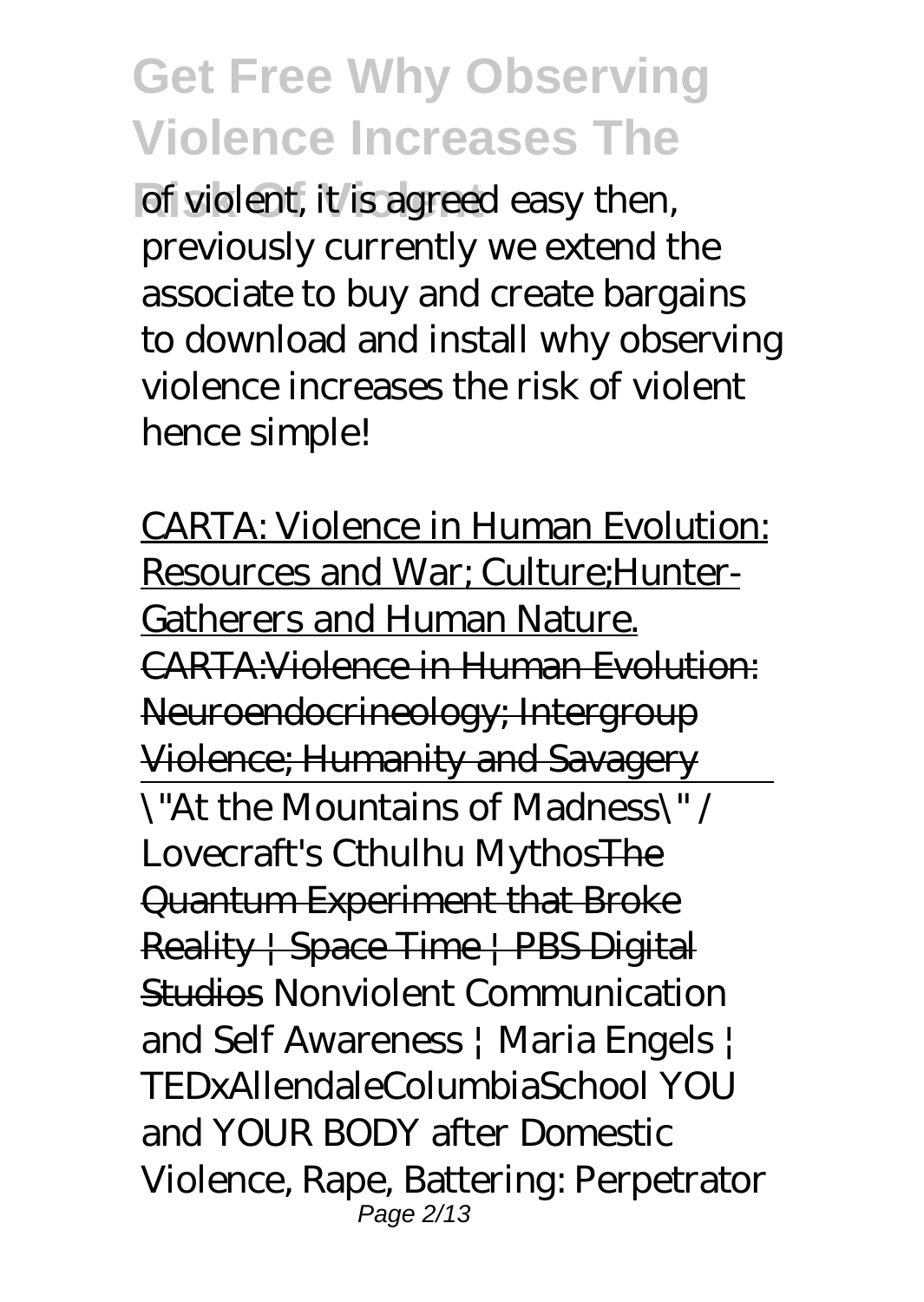of violent, it is agreed easy then, previously currently we extend the associate to buy and create bargains to download and install why observing violence increases the risk of violent hence simple!

CARTA: Violence in Human Evolution: Resources and War; Culture;Hunter-Gatherers and Human Nature.
~~CARTA:Violence in Human Evolution: Neuroendocrineology; Intergroup Violence; Humanity and Savagery~~

\"At the Mountains of Madness\" / Lovecraft's Cthulhu Mythos~~The Quantum Experiment that Broke Reality | Space Time | PBS Digital Studios~~ *Nonviolent Communication and Self Awareness | Maria Engels | TEDxAllendaleColumbiaSchool YOU and YOUR BODY after Domestic Violence, Rape, Battering: Perpetrator*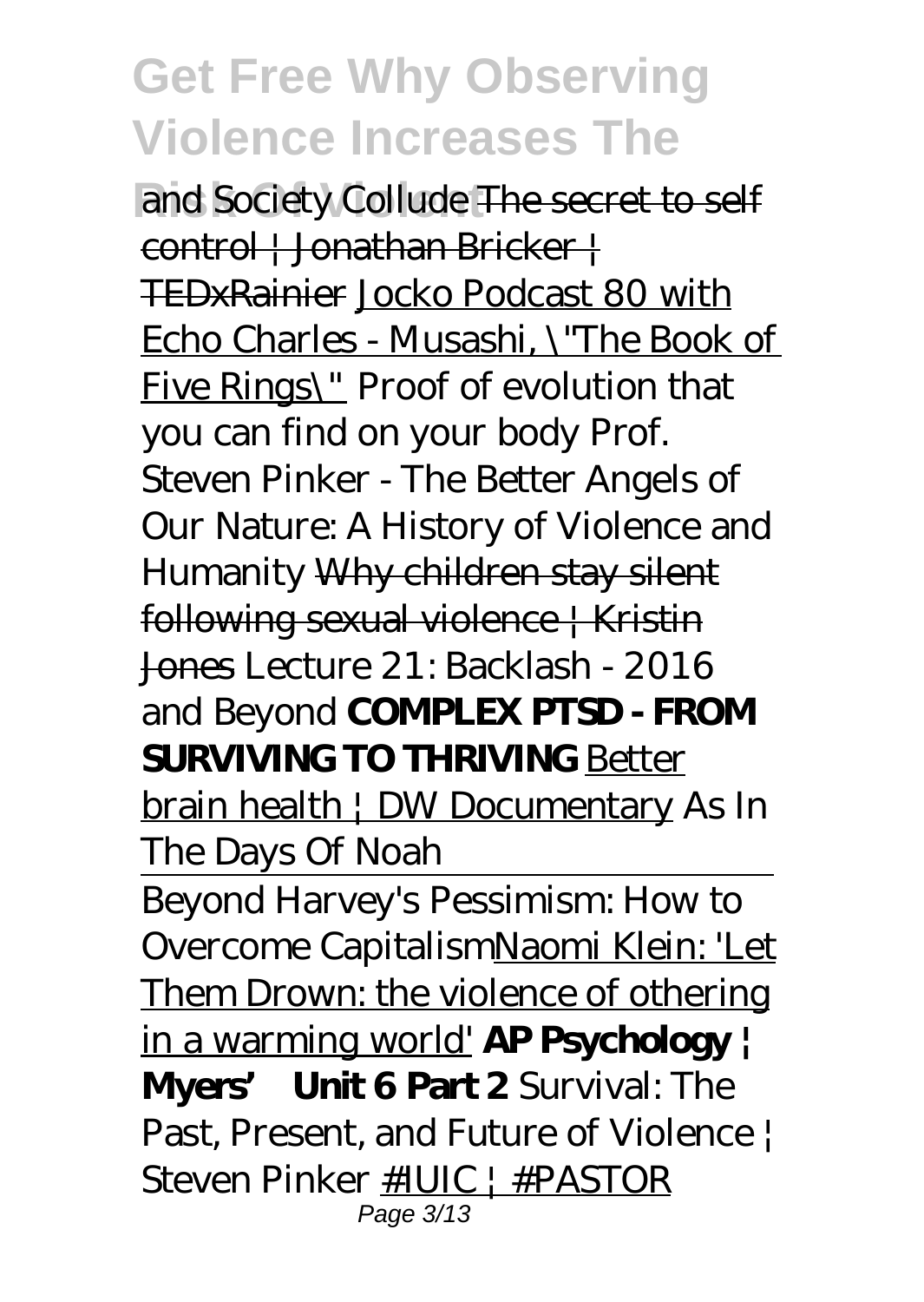*and Society Collude* The secret to self control | Jonathan Bricker | TEDxRainier Jocko Podcast 80 with Echo Charles - Musashi, \"The Book of Five Rings\" *Proof of evolution that you can find on your body* *Prof. Steven Pinker - The Better Angels of Our Nature: A History of Violence and Humanity* Why children stay silent following sexual violence | Kristin Jones *Lecture 21: Backlash - 2016 and Beyond* **COMPLEX PTSD - FROM SURVIVING TO THRIVING** Better brain health | DW Documentary *As In The Days Of Noah*

*Beyond Harvey's Pessimism: How to Overcome Capitalism*Naomi Klein: 'Let Them Drown: the violence of othering in a warming world' **AP Psychology | Myers' Unit 6 Part 2** *Survival: The Past, Present, and Future of Violence | Steven Pinker* #IUIC | #PASTOR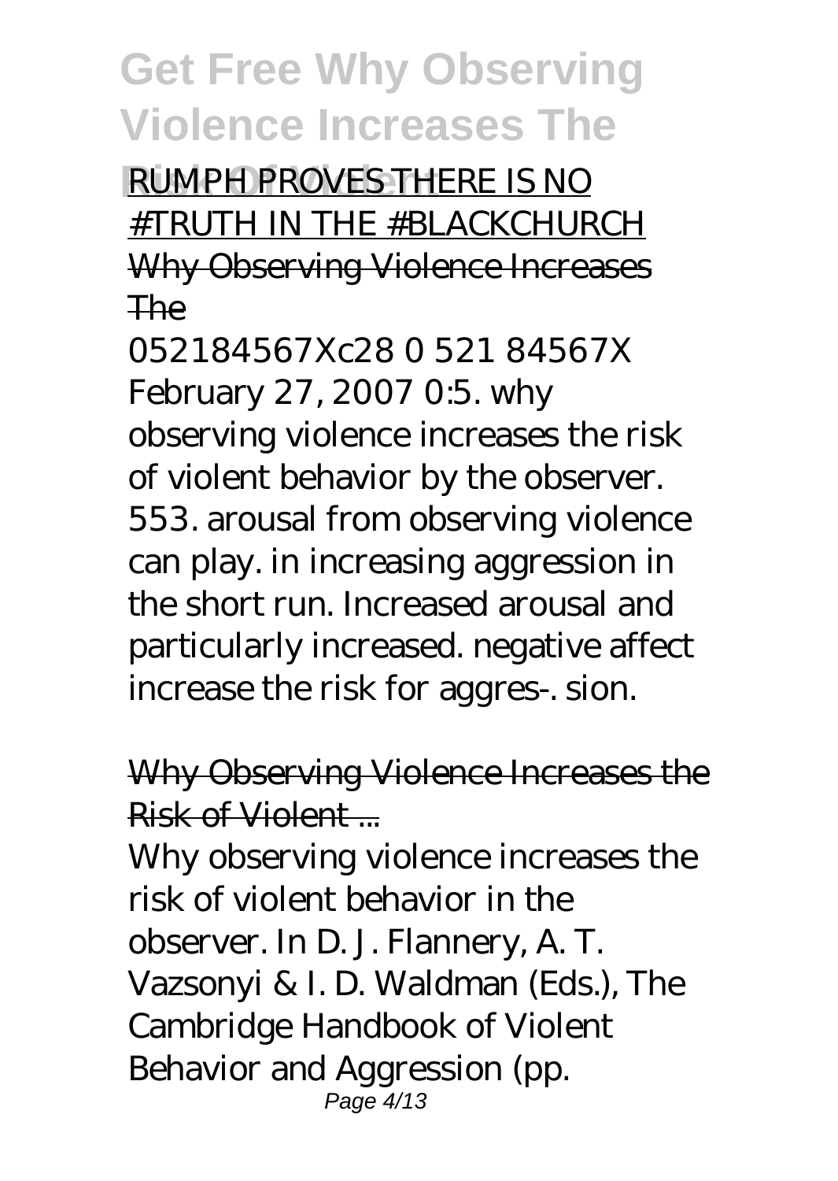RUMPH PROVES THERE IS NO #TRUTH IN THE #BLACKCHURCH

Why Observing Violence Increases The

052184567Xc28 0 521 84567X February 27, 2007 0:5. why observing violence increases the risk of violent behavior by the observer. 553. arousal from observing violence can play. in increasing aggression in the short run. Increased arousal and particularly increased. negative affect increase the risk for aggres-. sion.

Why Observing Violence Increases the Risk of Violent ...

Why observing violence increases the risk of violent behavior in the observer. In D. J. Flannery, A. T. Vazsonyi & I. D. Waldman (Eds.), The Cambridge Handbook of Violent Behavior and Aggression (pp.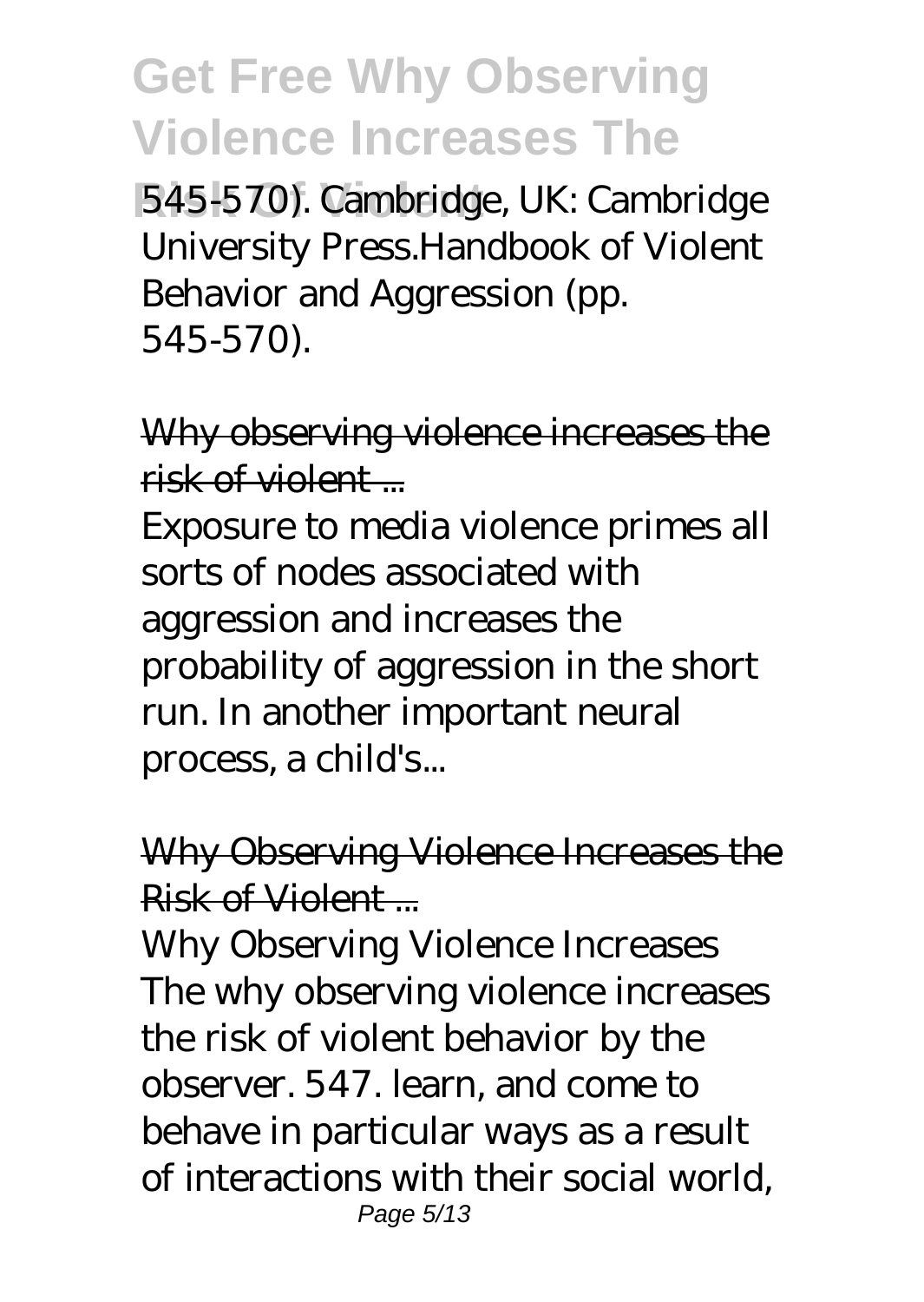545-570). Cambridge, UK: Cambridge University Press.Handbook of Violent Behavior and Aggression (pp. 545-570).

Why observing violence increases the risk of violent ...

Exposure to media violence primes all sorts of nodes associated with aggression and increases the probability of aggression in the short run. In another important neural process, a child's...

Why Observing Violence Increases the Risk of Violent ...

Why Observing Violence Increases The why observing violence increases the risk of violent behavior by the observer. 547. learn, and come to behave in particular ways as a result of interactions with their social world,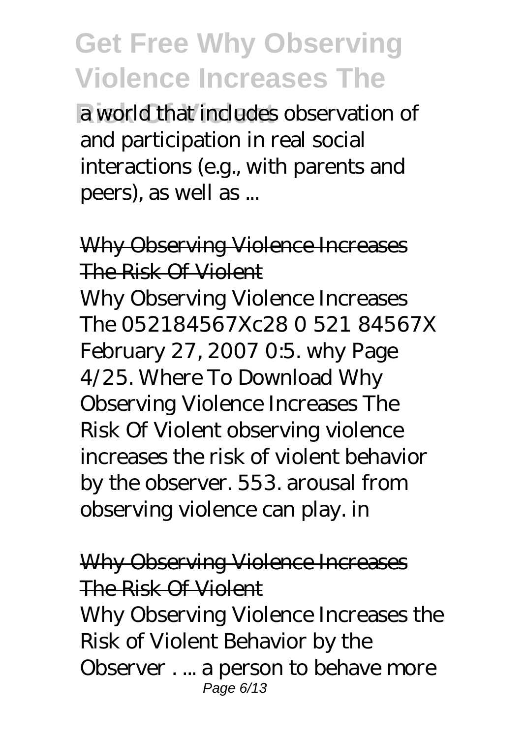a world that includes observation of and participation in real social interactions (e.g., with parents and peers), as well as ...

## Why Observing Violence Increases The Risk Of Violent

Why Observing Violence Increases The 052184567Xc28 0 521 84567X February 27, 2007 0:5. why Page 4/25. Where To Download Why Observing Violence Increases The Risk Of Violent observing violence increases the risk of violent behavior by the observer. 553. arousal from observing violence can play. in

## Why Observing Violence Increases The Risk Of Violent

Why Observing Violence Increases the Risk of Violent Behavior by the Observer . ... a person to behave more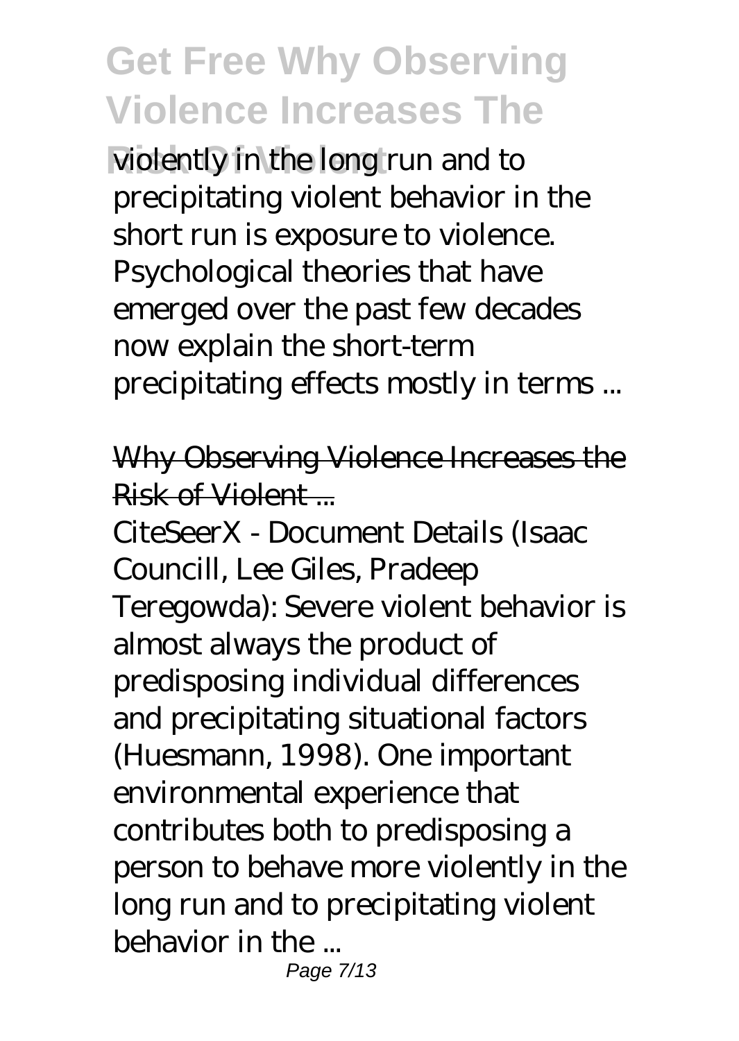violently in the long run and to precipitating violent behavior in the short run is exposure to violence. Psychological theories that have emerged over the past few decades now explain the short-term precipitating effects mostly in terms ...

## Why Observing Violence Increases the Risk of Violent ...

CiteSeerX - Document Details (Isaac Councill, Lee Giles, Pradeep Teregowda): Severe violent behavior is almost always the product of predisposing individual differences and precipitating situational factors (Huesmann, 1998). One important environmental experience that contributes both to predisposing a person to behave more violently in the long run and to precipitating violent behavior in the ...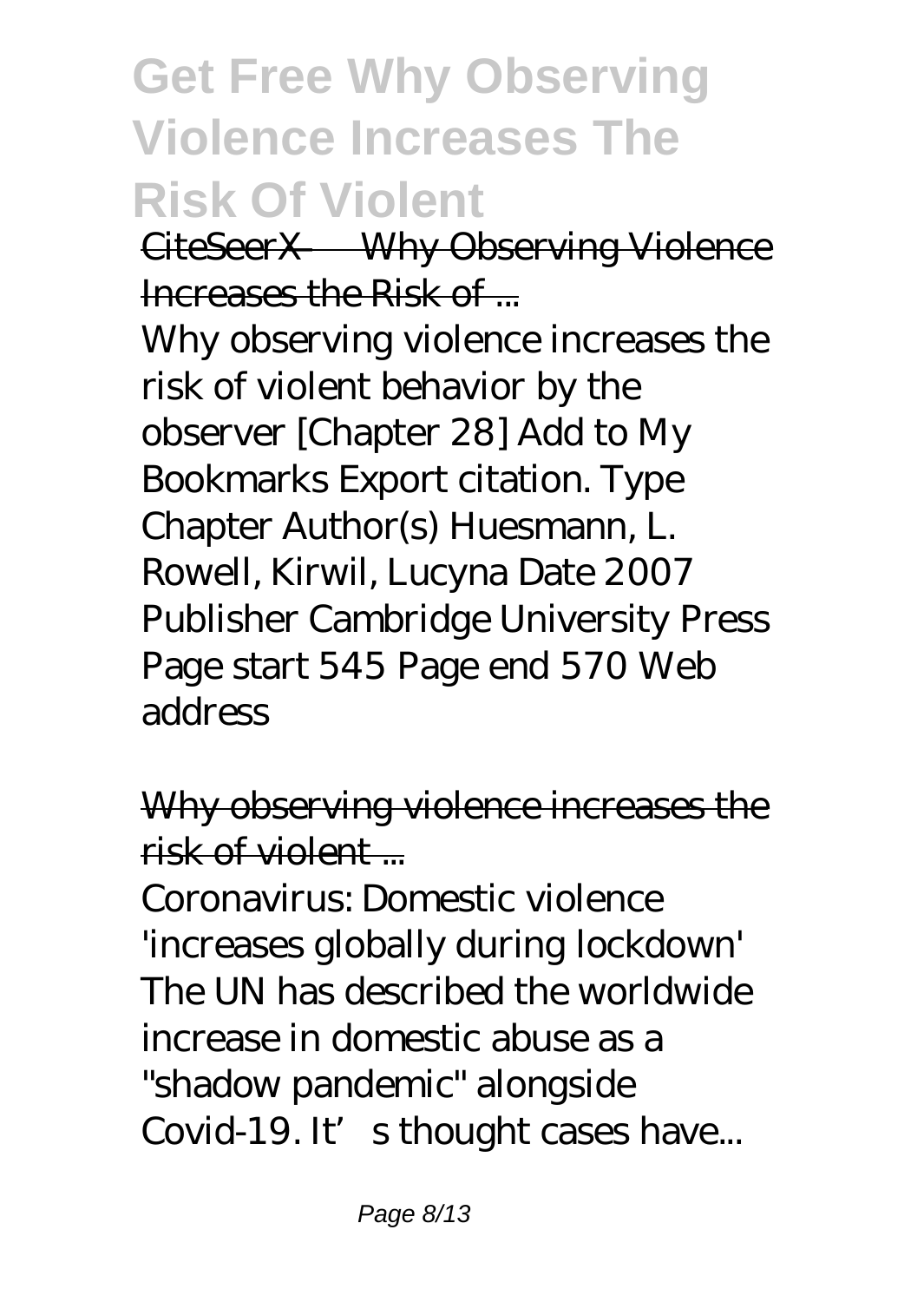# Get Free Why Observing Violence Increases The Risk Of Violent

CiteSeerX — Why Observing Violence Increases the Risk of ...

Why observing violence increases the risk of violent behavior by the observer [Chapter 28] Add to My Bookmarks Export citation. Type Chapter Author(s) Huesmann, L. Rowell, Kirwil, Lucyna Date 2007 Publisher Cambridge University Press Page start 545 Page end 570 Web address

Why observing violence increases the risk of violent ...

Coronavirus: Domestic violence 'increases globally during lockdown' The UN has described the worldwide increase in domestic abuse as a "shadow pandemic" alongside Covid-19. It's thought cases have...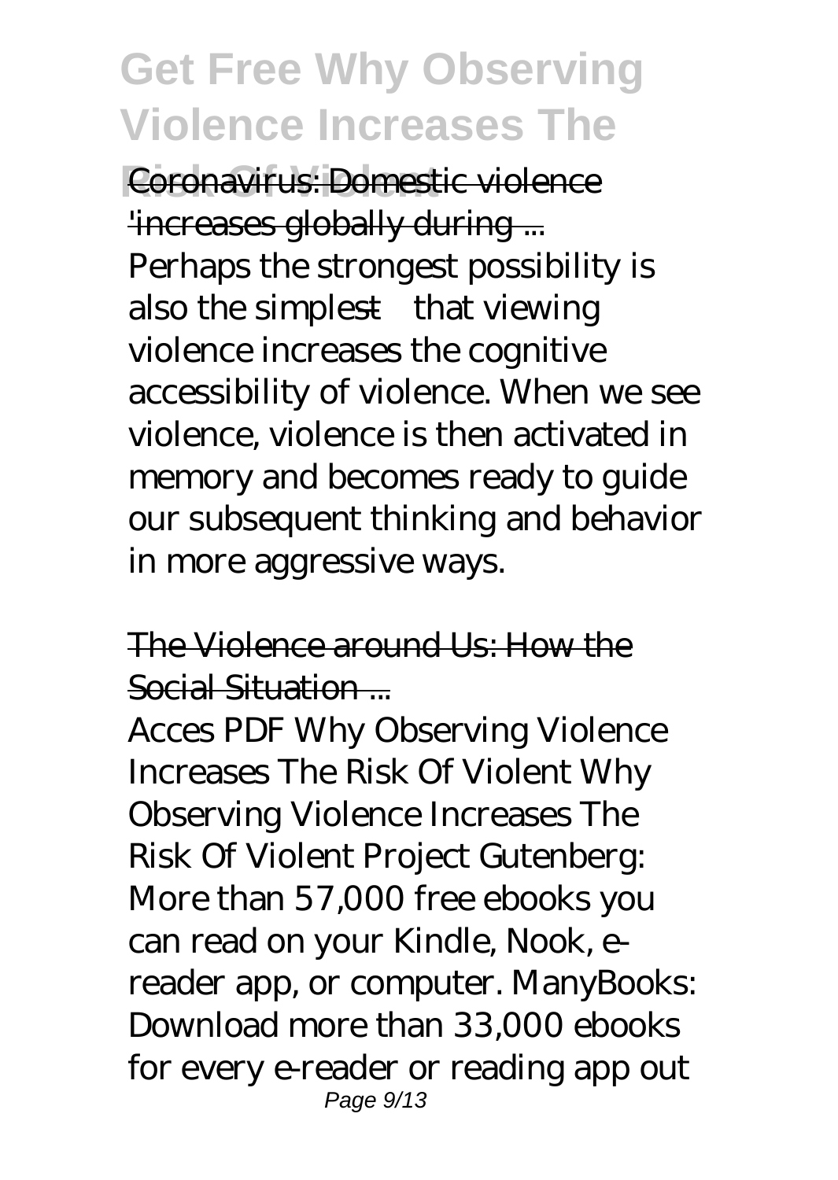Coronavirus: Domestic violence 'increases globally during ...

Perhaps the strongest possibility is also the simplest—that viewing violence increases the cognitive accessibility of violence. When we see violence, violence is then activated in memory and becomes ready to guide our subsequent thinking and behavior in more aggressive ways.

The Violence around Us: How the Social Situation ...

Acces PDF Why Observing Violence Increases The Risk Of Violent Why Observing Violence Increases The Risk Of Violent Project Gutenberg: More than 57,000 free ebooks you can read on your Kindle, Nook, e-reader app, or computer. ManyBooks: Download more than 33,000 ebooks for every e-reader or reading app out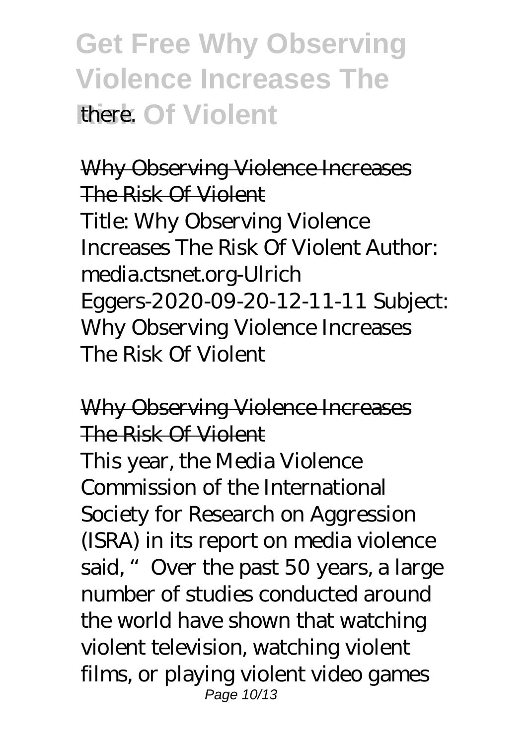there.

## Why Observing Violence Increases The Risk Of Violent

Title: Why Observing Violence Increases The Risk Of Violent Author: media.ctsnet.org-Ulrich Eggers-2020-09-20-12-11-11 Subject: Why Observing Violence Increases The Risk Of Violent

## Why Observing Violence Increases The Risk Of Violent

This year, the Media Violence Commission of the International Society for Research on Aggression (ISRA) in its report on media violence said, "Over the past 50 years, a large number of studies conducted around the world have shown that watching violent television, watching violent films, or playing violent video games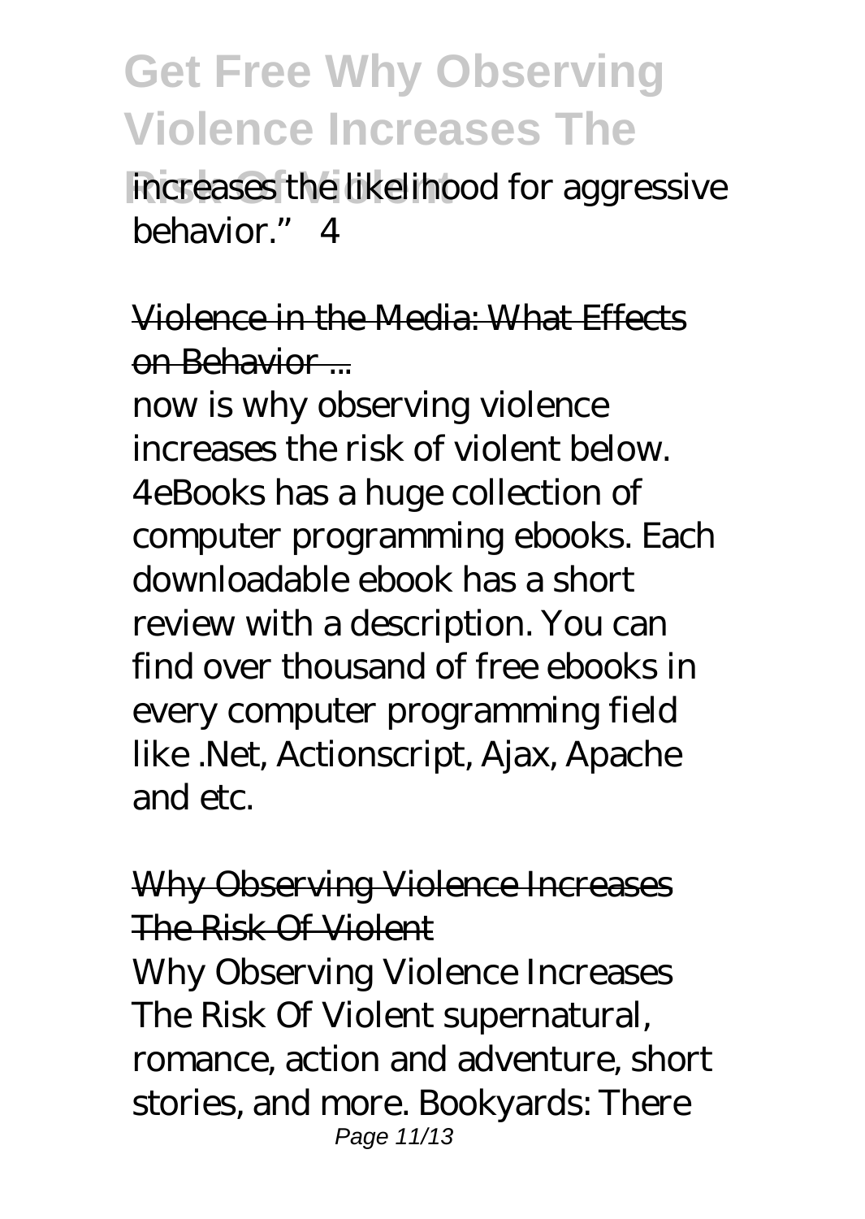increases the likelihood for aggressive behavior." 4

Violence in the Media: What Effects on Behavior ...

now is why observing violence increases the risk of violent below. 4eBooks has a huge collection of computer programming ebooks. Each downloadable ebook has a short review with a description. You can find over thousand of free ebooks in every computer programming field like .Net, Actionscript, Ajax, Apache and etc.

Why Observing Violence Increases The Risk Of Violent

Why Observing Violence Increases The Risk Of Violent supernatural, romance, action and adventure, short stories, and more. Bookyards: There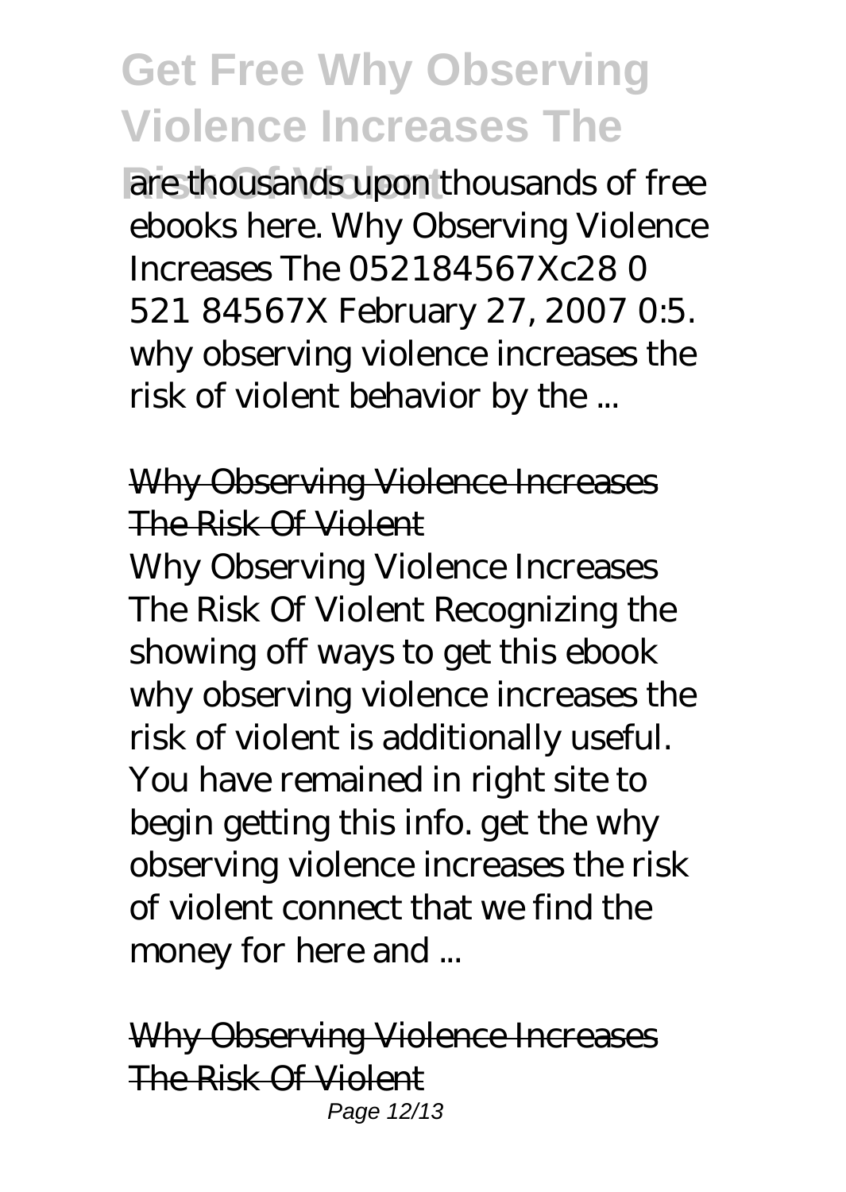are thousands upon thousands of free ebooks here. Why Observing Violence Increases The 052184567Xc28 0 521 84567X February 27, 2007 0:5. why observing violence increases the risk of violent behavior by the ...

## Why Observing Violence Increases The Risk Of Violent

Why Observing Violence Increases The Risk Of Violent Recognizing the showing off ways to get this ebook why observing violence increases the risk of violent is additionally useful. You have remained in right site to begin getting this info. get the why observing violence increases the risk of violent connect that we find the money for here and ...

## Why Observing Violence Increases The Risk Of Violent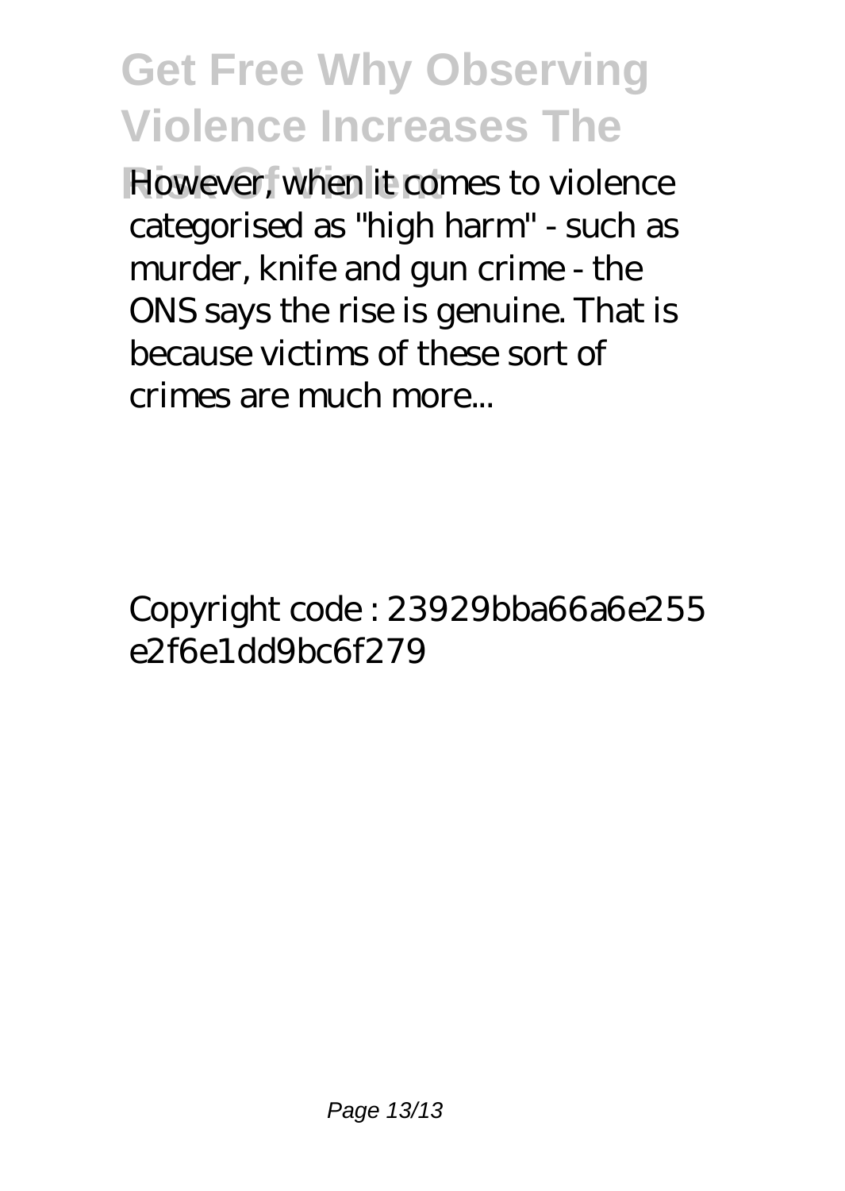However, when it comes to violence categorised as "high harm" - such as murder, knife and gun crime - the ONS says the rise is genuine. That is because victims of these sort of crimes are much more...

Copyright code : 23929bba66a6e255e2f6e1dd9bc6f279